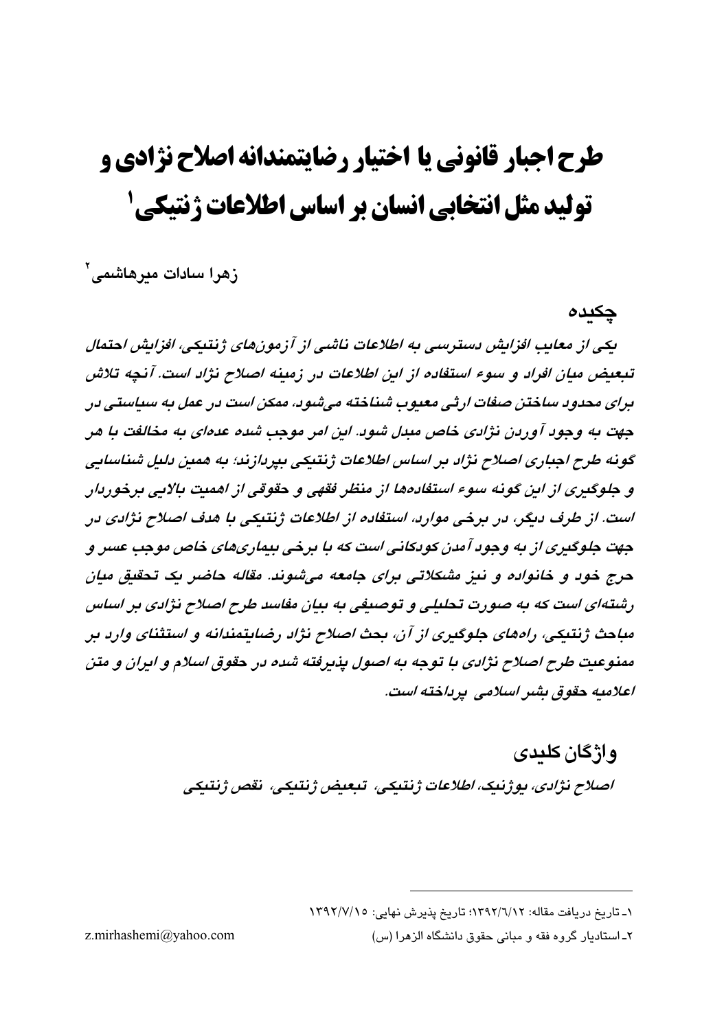# طرح اجبار قانونی یا اختیار رضایتمندانه اصلاح نژادی و تولید مثل انتخابی انسان بر اساس اطلاعات ژنتیکی[1]

زهرا سادات میرهاشمی[2]

## چکیده

*یکی از معایب افزایش دسترسی به اطلاعات ناشی از آزمون‌های ژنتیکی، افزایش احتمال تبعیض میان افراد و سوء استفاده از این اطلاعات در زمینه اصلاح نژاد است. آنچه تلاش برای محدود ساختن صفات ارثی معیوب شناخته می‌شود، ممکن است در عمل به سیاستی در جهت به وجود آوردن نژادی خاص مبدل شود. این امر موجب شده عده‌ای به مخالفت با هر گونه طرح اجباری اصلاح نژاد بر اساس اطلاعات ژنتیکی بپردازند؛ به همین دلیل شناسایی و جلوگیری از این گونه سوء استفاده‌ها از منظر فقهی و حقوقی از اهمیت بالایی برخوردار است. از طرف دیگر، در برخی موارد، استفاده از اطلاعات ژنتیکی با هدف اصلاح نژادی در جهت جلوگیری از به وجود آمدن کودکانی است که با برخی بیماری‌های خاص موجب عسر و حرج خود و خانواده و نیز مشکلاتی برای جامعه می‌شوند. مقاله حاضر یک تحقیق میان رشته‌ای است که به صورت تحلیلی و توصیفی به بیان مفاسد طرح اصلاح نژادی بر اساس مباحث ژنتیکی، راه‌های جلوگیری از آن، بحث اصلاح نژاد رضایتمندانه و استثنای وارد بر ممنوعیت طرح اصلاح نژادی با توجه به اصول پذیرفته شده در حقوق اسلام و ایران و متن اعلامیه حقوق بشر اسلامی پرداخته است.*

## واژگان کلیدی

*اصلاح نژادی، یوژنیک، اطلاعات ژنتیکی، تبعیض ژنتیکی، نقص ژنتیکی*

---

۱- تاریخ دریافت مقاله: ۱۳۹۲/۶/۱۲؛ تاریخ پذیرش نهایی: ۱۳۹۲/۷/۱۵

۲- استادیار گروه فقه و مبانی حقوق دانشگاه الزهرا (س) z.mirhashemi@yahoo.com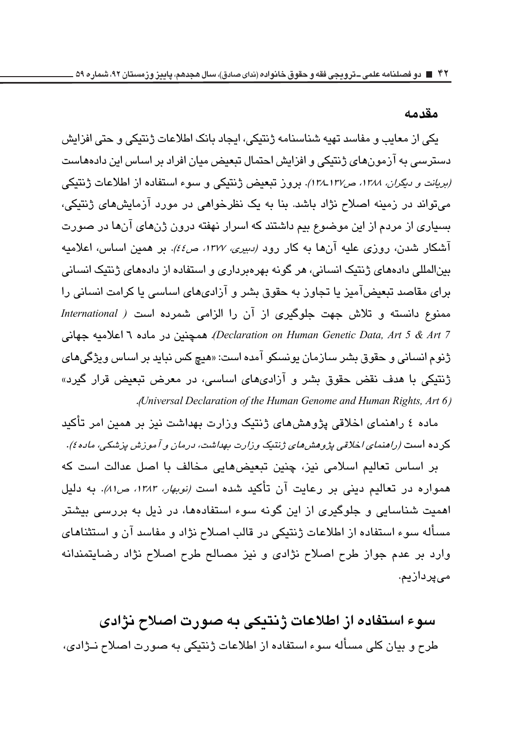## مقدمه

یکی از معایب و مفاسد تهیه شناسنامه ژنتیکی، ایجاد بانک اطلاعات ژنتیکی و حتی افزایش دسترسی به آزمون‌های ژنتیکی و افزایش احتمال تبعیض میان افراد بر اساس این داده‌هاست *(بریانت و دیگران، ۱۳۸۸، ص۱۳۷ـ۱۳۸)*. بروز تبعیض ژنتیکی و سوء استفاده از اطلاعات ژنتیکی می‌تواند در زمینه اصلاح نژاد باشد. بنا به یک نظرخواهی در مورد آزمایش‌های ژنتیکی، بسیاری از مردم از این موضوع بیم داشتند که اسرار نهفته درون ژن‌های آن‌ها در صورت آشکار شدن، روزی علیه آن‌ها به کار رود *(دبیری، ۱۳۷۷، ص٤٤)*. بر همین اساس، اعلامیه بین‌المللی داده‌های ژنتیک انسانی، هر گونه بهره‌برداری و استفاده از داده‌های ژنتیک انسانی برای مقاصد تبعیض‌آمیز یا تجاوز به حقوق بشر و آزادی‌های اساسی یا کرامت انسانی را ممنوع دانسته و تلاش جهت جلوگیری از آن را الزامی شمرده است *(International Declaration on Human Genetic Data, Art 5 & Art 7)*. همچنین در ماده ٦ اعلامیه جهانی ژنوم انسانی و حقوق بشر سازمان یونسکو آمده است: «هیچ کس نباید بر اساس ویژگی‌های ژنتیکی با هدف نقض حقوق بشر و آزادی‌های اساسی، در معرض تبعیض قرار گیرد» *(Universal Declaration of the Human Genome and Human Rights, Art 6)*.

ماده ٤ راهنمای اخلاقی پژوهش‌های ژنتیک وزارت بهداشت نیز بر همین امر تأکید کرده است *(راهنمای اخلاقی پژوهش‌های ژنتیک وزارت بهداشت، درمان و آموزش پزشکی، ماده ٤)*.

بر اساس تعالیم اسلامی نیز، چنین تبعیض‌هایی مخالف با اصل عدالت است که همواره در تعالیم دینی بر رعایت آن تأکید شده است *(نوبهار، ۱۳۸۳، ص۸۱)*. به دلیل اهمیت شناسایی و جلوگیری از این گونه سوء استفاده‌ها، در ذیل به بررسی بیشتر مسأله سوء استفاده از اطلاعات ژنتیکی در قالب اصلاح نژاد و مفاسد آن و استثناهای وارد بر عدم جواز طرح اصلاح نژادی و نیز مصالح طرح اصلاح نژاد رضایتمندانه می‌پردازیم.

## سوء استفاده از اطلاعات ژنتیکی به صورت اصلاح نژادی

طرح و بیان کلی مسأله سوء استفاده از اطلاعات ژنتیکی به صورت اصلاح نژادی،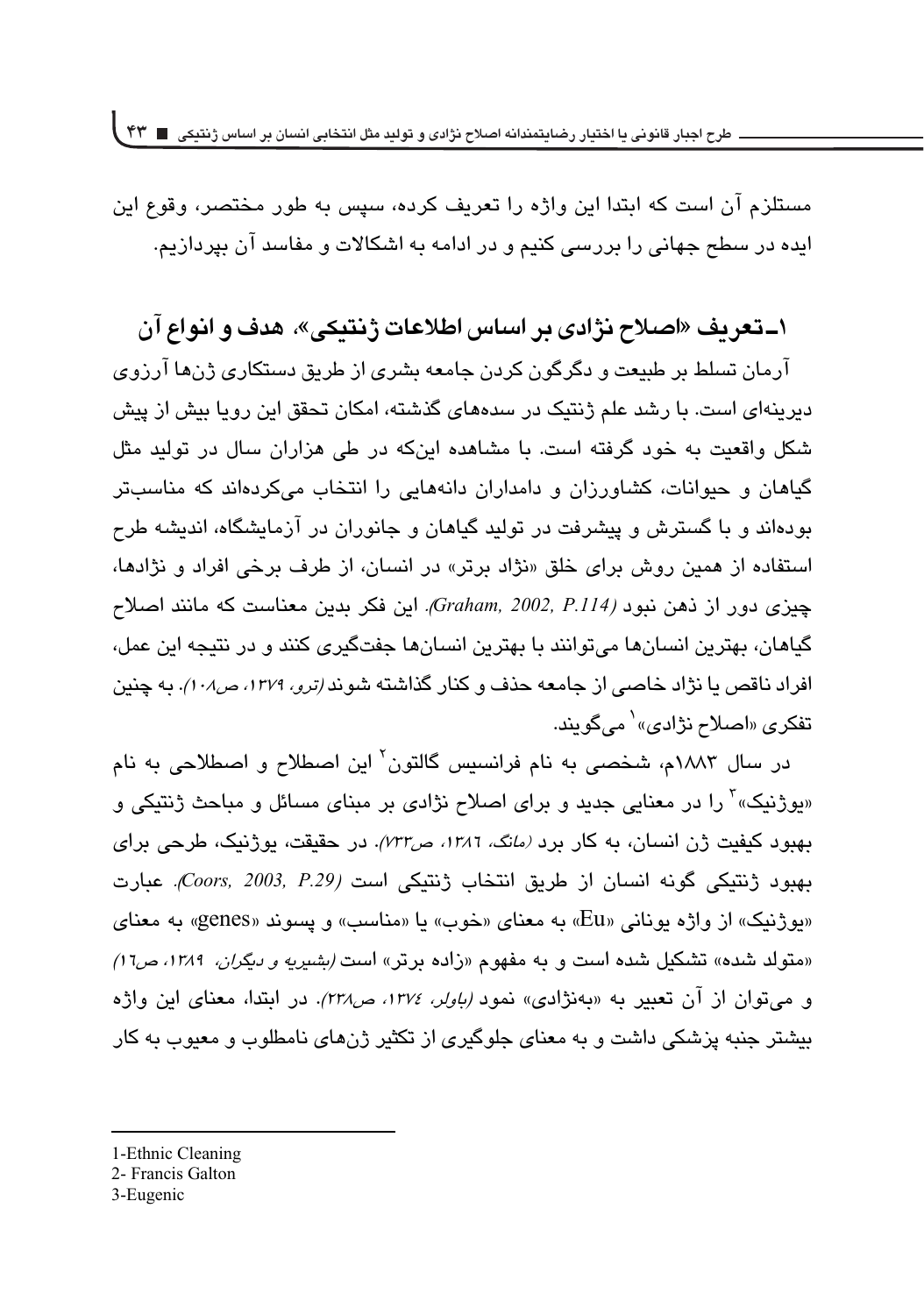مستلزم آن است که ابتدا این واژه را تعریف کرده، سپس به طور مختصر، وقوع این ایده در سطح جهانی را بررسی کنیم و در ادامه به اشکالات و مفاسد آن بپردازیم.

## ۱ـ تعریف «اصلاح نژادی بر اساس اطلاعات ژنتیکی»، هدف و انواع آن

آرمان تسلط بر طبیعت و دگرگون کردن جامعه بشری از طریق دستکاری ژن‌ها آرزوی دیرینه‌ای است. با رشد علم ژنتیک در سده‌های گذشته، امکان تحقق این رویا بیش از پیش شکل واقعیت به خود گرفته است. با مشاهده این‌که در طی هزاران سال در تولید مثل گیاهان و حیوانات، کشاورزان و دامداران دانه‌هایی را انتخاب می‌کرده‌اند که مناسب‌تر بوده‌اند و با گسترش و پیشرفت در تولید گیاهان و جانوران در آزمایشگاه، اندیشه طرح استفاده از همین روش برای خلق «نژاد برتر» در انسان، از طرف برخی افراد و نژادها، چیزی دور از ذهن نبود *(Graham, 2002, P.114)*. این فکر بدین معناست که مانند اصلاح گیاهان، بهترین انسان‌ها می‌توانند با بهترین انسان‌ها جفت‌گیری کنند و در نتیجه این عمل، افراد ناقص یا نژاد خاصی از جامعه حذف و کنار گذاشته شوند *(ترو، ۱۳۷۹، ص۱۰۸)*. به چنین تفکری «اصلاح نژادی»[1] می‌گویند.

در سال ۱۸۸۳م، شخصی به نام فرانسیس گالتون[2] این اصطلاح و اصطلاحی به نام «یوژنیک»[3] را در معنایی جدید و برای اصلاح نژادی بر مبنای مسائل و مباحث ژنتیکی و بهبود کیفیت ژن انسان، به کار برد *(مانگ، ۱۳۸۶، ص۷۳۳)*. در حقیقت، یوژنیک، طرحی برای بهبود ژنتیکی گونه انسان از طریق انتخاب ژنتیکی است *(Coors, 2003, P.29)*. عبارت «یوژنیک» از واژه یونانی «Eu» به معنای «خوب» یا «مناسب» و پسوند «genes» به معنای «متولد شده» تشکیل شده است و به مفهوم «زاده برتر» است *(بشیریه و دیگران، ۱۳۸۹، ص۱۶)* و می‌توان از آن تعبیر به «به‌نژادی» نمود *(باولر، ۱۳۷٤، ص۲۲۸)*. در ابتدا، معنای این واژه بیشتر جنبه پزشکی داشت و به معنای جلوگیری از تکثیر ژن‌های نامطلوب و معیوب به کار

---

1-Ethnic Cleaning
2- Francis Galton
3-Eugenic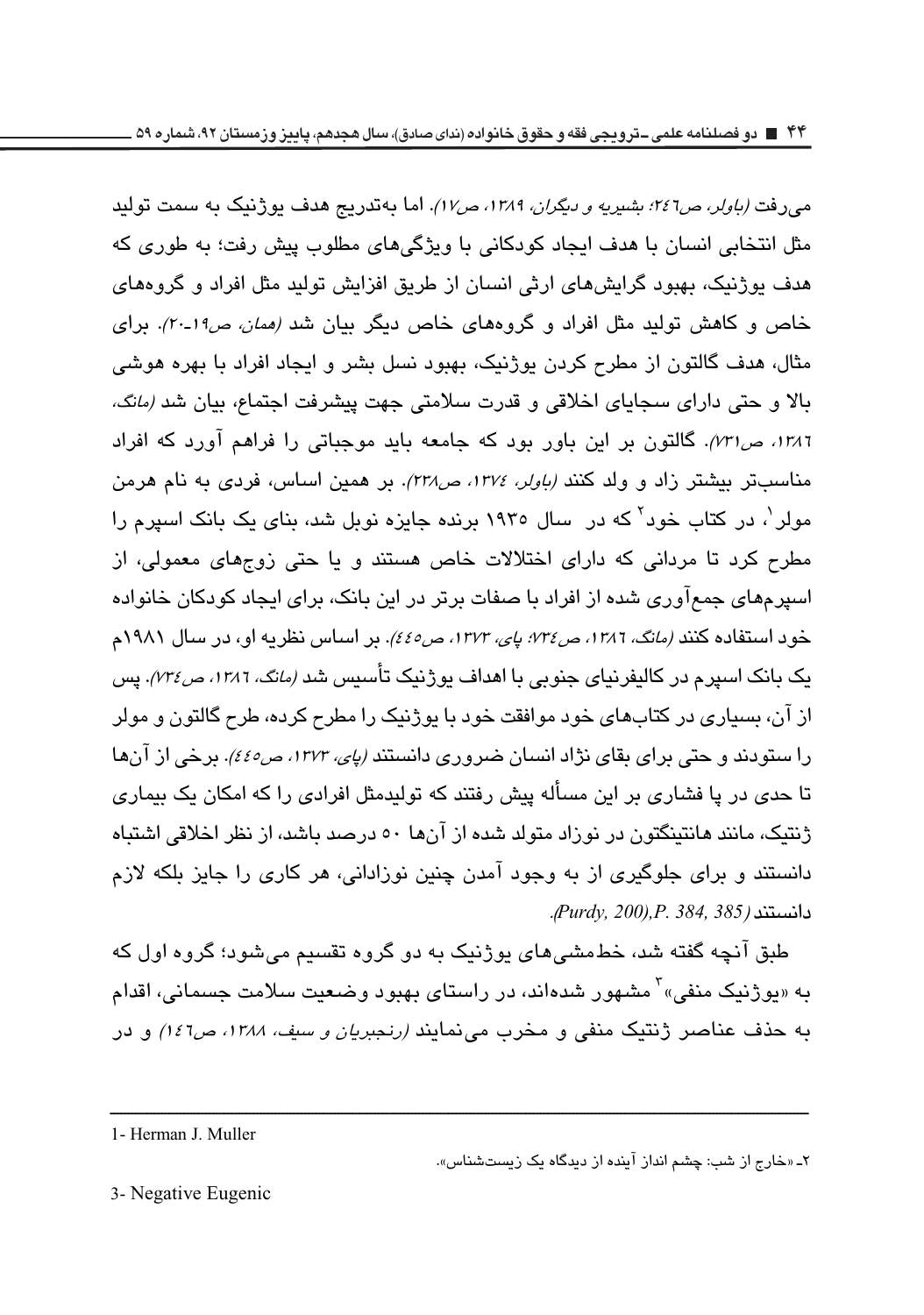می‌رفت (*باولر، ص۲٤٦؛ بشیریه و دیگران، ۱۳۸۹، ص۱۷*). اما به‌تدریج هدف یوژنیک به سمت تولید مثل انتخابی انسان با هدف ایجاد کودکانی با ویژگی‌های مطلوب پیش رفت؛ به طوری که هدف یوژنیک، بهبود گرایش‌های ارثی انسان از طریق افزایش تولید مثل افراد و گروه‌های خاص و کاهش تولید مثل افراد و گروه‌های خاص دیگر بیان شد (*همان، ص۱۹-۲۰*). برای مثال، هدف گالتون از مطرح کردن یوژنیک، بهبود نسل بشر و ایجاد افراد با بهره هوشی بالا و حتی دارای سجایای اخلاقی و قدرت سلامتی جهت پیشرفت اجتماع، بیان شد (*مانگ، ۱۳۸٦، ص۷۳۱*). گالتون بر این باور بود که جامعه باید موجباتی را فراهم آورد که افراد مناسب‌تر بیشتر زاد و ولد کنند (*باولر، ۱۳۷٤، ص۲۳۸*). بر همین اساس، فردی به نام هرمن مولر[1]، در کتاب خود[2] که در سال ۱۹۳۵ برنده جایزه نوبل شد، بنای یک بانک اسپرم را مطرح کرد تا مردانی که دارای اختلالات خاص هستند و یا حتی زوج‌های معمولی، از اسپرم‌های جمع‌آوری شده از افراد با صفات برتر در این بانک، برای ایجاد کودکان خانواده خود استفاده کنند (*مانگ، ۱۳۸٦، ص۷۳٤؛ پای، ۱۳۷۳، ص٤٤٥*). بر اساس نظریه او، در سال ۱۹۸۱م یک بانک اسپرم در کالیفرنیای جنوبی با اهداف یوژنیک تأسیس شد (*مانگ، ۱۳۸٦، ص۷۳٤*). پس از آن، بسیاری در کتاب‌های خود موافقت خود با یوژنیک را مطرح کرده، طرح گالتون و مولر را ستودند و حتی برای بقای نژاد انسان ضروری دانستند (*پای، ۱۳۷۳، ص٤٤٥*). برخی از آن‌ها تا حدی در پا فشاری بر این مسأله پیش رفتند که تولیدمثل افرادی را که امکان یک بیماری ژنتیک، مانند هانتینگتون در نوزاد متولد شده از آن‌ها ۵۰ درصد باشد، از نظر اخلاقی اشتباه دانستند و برای جلوگیری از به وجود آمدن چنین نوزادانی، هر کاری را جایز بلکه لازم دانستند (*Purdy, 200),P. 384, 385*).

طبق آنچه گفته شد، خط‌مشی‌های یوژنیک به دو گروه تقسیم می‌شود؛ گروه اول که به «یوژنیک منفی»[3] مشهور شده‌اند، در راستای بهبود وضعیت سلامت جسمانی، اقدام به حذف عناصر ژنتیک منفی و مخرب می‌نمایند (*رنجبریان و سیف، ۱۳۸۸، ص۱٤٦*) و در

---

1- Herman J. Muller

۲ـ «خارج از شب: چشم انداز آینده از دیدگاه یک زیست‌شناس».

3- Negative Eugenic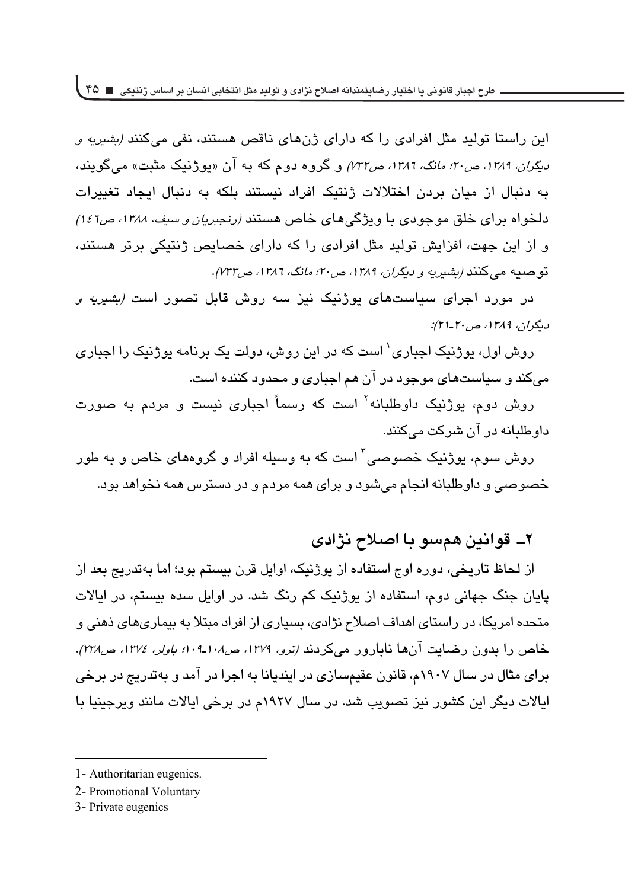این راستا تولید مثل افرادی را که دارای ژن‌های ناقص هستند، نفی می‌کنند *(بشیریه و دیگران، ۱۳۸۹، ص۲۰؛ مانگ، ۱۳۸٦، ص۷۳۲)* و گروه دوم که به آن «یوژنیک مثبت» می‌گویند، به دنبال از میان بردن اختلالات ژنتیک افراد نیستند بلکه به دنبال ایجاد تغییرات دلخواه برای خلق موجودی با ویژگی‌های خاص هستند *(رنجبریان و سیف، ۱۳۸۸، ص۱٤٦)* و از این جهت، افزایش تولید مثل افرادی را که دارای خصایص ژنتیکی برتر هستند، توصیه می‌کنند *(بشیریه و دیگران، ۱۳۸۹، ص۲۰؛ مانگ، ۱۳۸٦، ص۷۳۳)*.

در مورد اجرای سیاست‌های یوژنیک نیز سه روش قابل تصور است *(بشیریه و دیگران، ۱۳۸۹، ص۲۰ـ۲۱)*:

روش اول، یوژنیک اجباری[1] است که در این روش، دولت یک برنامه یوژنیک را اجباری می‌کند و سیاست‌های موجود در آن هم اجباری و محدود کننده است.

روش دوم، یوژنیک داوطلبانه[2] است که رسماً اجباری نیست و مردم به صورت داوطلبانه در آن شرکت می‌کنند.

روش سوم، یوژنیک خصوصی[3] است که به وسیله افراد و گروه‌های خاص و به طور خصوصی و داوطلبانه انجام می‌شود و برای همه مردم و در دسترس همه نخواهد بود.

## ۲ـ قوانین همسو با اصلاح نژادی

از لحاظ تاریخی، دوره اوج استفاده از یوژنیک، اوایل قرن بیستم بود؛ اما به‌تدریج بعد از پایان جنگ جهانی دوم، استفاده از یوژنیک کم رنگ شد. در اوایل سده بیستم، در ایالات متحده امریکا، در راستای اهداف اصلاح نژادی، بسیاری از افراد مبتلا به بیماری‌های ذهنی و خاص را بدون رضایت آن‌ها نابارور می‌کردند *(ترو، ۱۳۷۹، ص۱۰۸ـ۱۰۹؛ باولر، ۱۳۷٤، ص۲۳۸)*. برای مثال در سال ۱۹۰۷م، قانون عقیم‌سازی در ایندیانا به اجرا در آمد و به‌تدریج در برخی ایالات دیگر این کشور نیز تصویب شد. در سال ۱۹۲۷م در برخی ایالات مانند ویرجینیا با

---

1- Authoritarian eugenics.

2- Promotional Voluntary

3- Private eugenics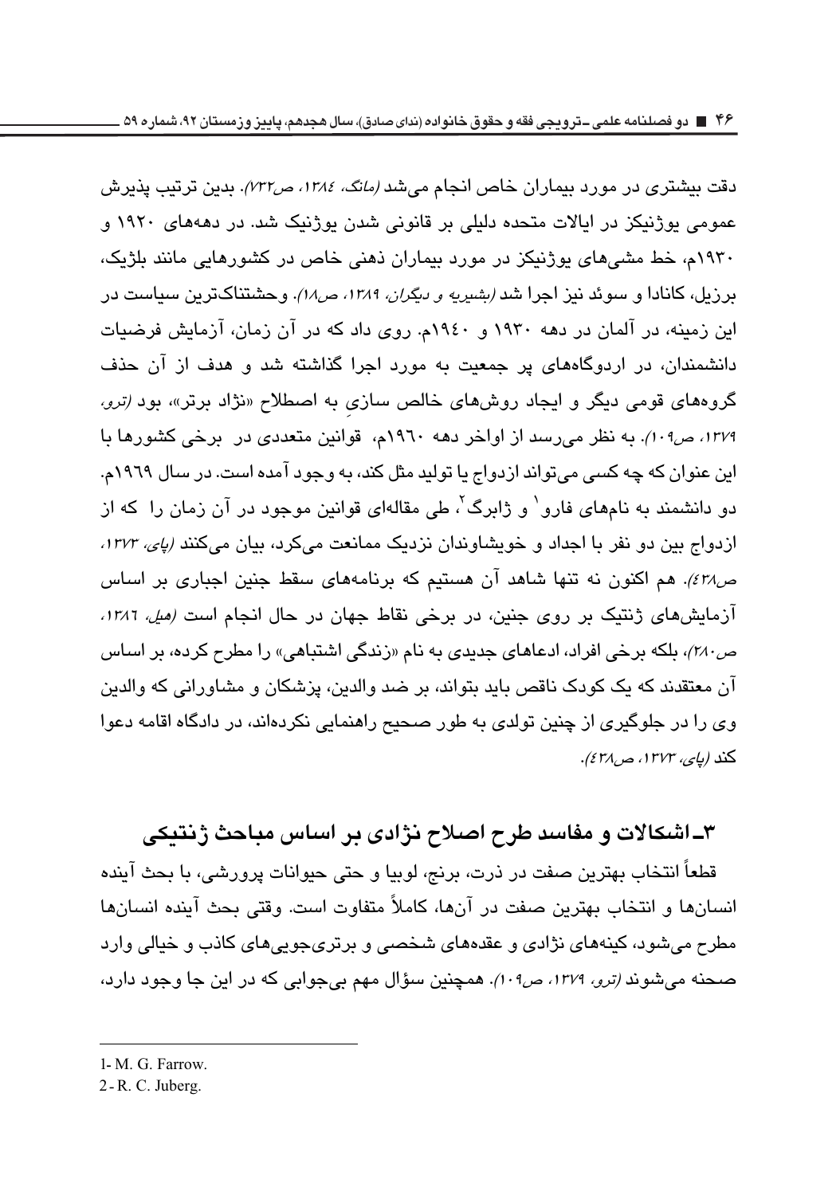دقت بیشتری در مورد بیماران خاص انجام می‌شد *(مانگ، ۱۳۸٤، ص۷۳۲)*. بدین ترتیب پذیرش عمومی یوژنیکز در ایالات متحده دلیلی بر قانونی شدن یوژنیک شد. در دهه‌های ۱۹۲۰ و ۱۹۳۰م، خط مشی‌های یوژنیکز در مورد بیماران ذهنی خاص در کشورهایی مانند بلژیک، برزیل، کانادا و سوئد نیز اجرا شد *(بشیریه و دیگران، ۱۳۸۹، ص۱۸)*. وحشتناک‌ترین سیاست در این زمینه، در آلمان در دهه ۱۹۳۰ و ۱۹٤۰م. روی داد که در آن زمان، آزمایش فرضیات دانشمندان، در اردوگاه‌های پر جمعیت به مورد اجرا گذاشته شد و هدف از آن حذف گروه‌های قومی دیگر و ایجاد روش‌های خالص سازیِ به اصطلاح «نژاد برتر»، بود *(ترو، ۱۳۷۹، ص۱۰۹)*. به نظر می‌رسد از اواخر دهه ۱۹٦۰م، قوانین متعددی در برخی کشورها با این عنوان که چه کسی می‌تواند ازدواج یا تولید مثل کند، به وجود آمده است. در سال ۱۹٦۹م. دو دانشمند به نام‌های فارو[1] و ژابرگ[2]، طی مقاله‌ای قوانین موجود در آن زمان را که از ازدواج بین دو نفر با اجداد و خویشاوندان نزدیک ممانعت می‌کرد، بیان می‌کنند *(پای، ۱۳۷۳، ص٤۳۸)*. هم اکنون نه تنها شاهد آن هستیم که برنامه‌های سقط جنین اجباری بر اساس آزمایش‌های ژنتیک بر روی جنین، در برخی نقاط جهان در حال انجام است *(هیل، ۱۳۸٦، ص۲۸۰)*، بلکه برخی افراد، ادعاهای جدیدی به نام «زندگی اشتباهی» را مطرح کرده، بر اساس آن معتقدند که یک کودک ناقص باید بتواند، بر ضد والدین، پزشکان و مشاورانی که والدین وی را در جلوگیری از چنین تولدی به طور صحیح راهنمایی نکرده‌اند، در دادگاه اقامه دعوا کند *(پای، ۱۳۷۳، ص٤۳۸)*.

## ۳ـ اشکالات و مفاسد طرح اصلاح نژادی بر اساس مباحث ژنتیکی

قطعاً انتخاب بهترین صفت در ذرت، برنج، لوبیا و حتی حیوانات پرورشی، با بحث آینده انسان‌ها و انتخاب بهترین صفت در آن‌ها، کاملاً متفاوت است. وقتی بحث آینده انسان‌ها مطرح می‌شود، کینه‌های نژادی و عقده‌های شخصی و برتری‌جویی‌های کاذب و خیالی وارد صحنه می‌شوند *(ترو، ۱۳۷۹، ص۱۰۹)*. همچنین سؤال مهم بی‌جوابی که در این جا وجود دارد،

---

1- M. G. Farrow.

2- R. C. Juberg.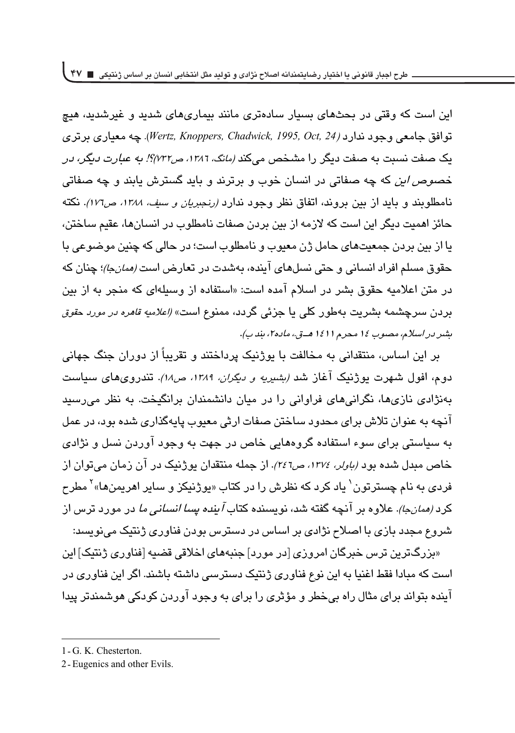این است که وقتی در بحث‌های بسیار ساده‌تری مانند بیماری‌های شدید و غیرشدید، هیچ توافق جامعی وجود ندارد *(Wertz, Knoppers, Chadwick, 1995, Oct, 24)*. چه معیاری برتری یک صفت نسبت به صفت دیگر را مشخص می‌کند *(مانگ، ۱۳۸٦، ص۷۳۲)*؟! *به عبارت دیگر، در خصوص این* که چه صفاتی در انسان خوب و برترند و باید گسترش یابند و چه صفاتی نامطلوبند و باید از بین بروند، اتفاق نظر وجود ندارد *(رنجبریان و سیف، ۱۳۸۸، ص۱۷٦)*. نکته حائز اهمیت دیگر این است که لازمه از بین بردن صفات نامطلوب در انسان‌ها، عقیم ساختن، یا از بین بردن جمعیت‌های حامل ژن معیوب و نامطلوب است؛ در حالی که چنین موضوعی با حقوق مسلم افراد انسانی و حتی نسل‌های آینده، به‌شدت در تعارض است *(همان‌جا)*؛ چنان که در متن اعلامیه حقوق بشر در اسلام آمده است: «استفاده از وسیله‌ای که منجر به از بین بردن سرچشمه بشریت به‌طور کلی یا جزئی گردد، ممنوع است» *(اعلامیه قاهره در مورد حقوق بشر در اسلام، مصوب ۱٤ محرم ۱٤۱۱ هــق.، ماده۲، بند ب)*.

بر این اساس، منتقدانی به مخالفت با یوژنیک پرداختند و تقریباً از دوران جنگ جهانی دوم، افول شهرت یوژنیک آغاز شد *(بشیریه و دیگران، ۱۳۸۹، ص۱۸)*. تندروی‌های سیاست به‌نژادی نازی‌ها، نگرانی‌های فراوانی را در میان دانشمندان برانگیخت. به نظر می‌رسید آنچه به عنوان تلاش برای محدود ساختن صفات ارثی معیوب پایه‌گذاری شده بود، در عمل به سیاستی برای سوء استفاده گروه‌هایی خاص در جهت به وجود آوردن نسل و نژادی خاص مبدل شده بود *(باولر، ۱۳۷٤، ص۲٤٦)*. از جمله منتقدان یوژنیک در آن زمان می‌توان از فردی به نام چسترتون[1] یاد کرد که نظرش را در کتاب «یوژنیکز و سایر اهریمن‌ها»[2] مطرح کرد *(همان‌جا)*. علاوه بر آنچه گفته شد، نویسنده کتاب *آینده پسا انسانی ما* در مورد ترس از شروع مجدد بازی با اصلاح نژادی بر اساس در دسترس بودن فناوری ژنتیک می‌نویسد:

«بزرگ‌ترین ترس خبرگان امروزی [در مورد] جنبه‌های اخلاقی قضیه [فناوری ژنتیک] این است که مبادا فقط اغنیا به این نوع فناوری ژنتیک دسترسی داشته باشند. اگر این فناوری در آینده بتواند برای مثال راه بی‌خطر و مؤثری را برای به وجود آوردن کودکی هوشمندتر پیدا

---

1 - G. K. Chesterton.

2 - Eugenics and other Evils.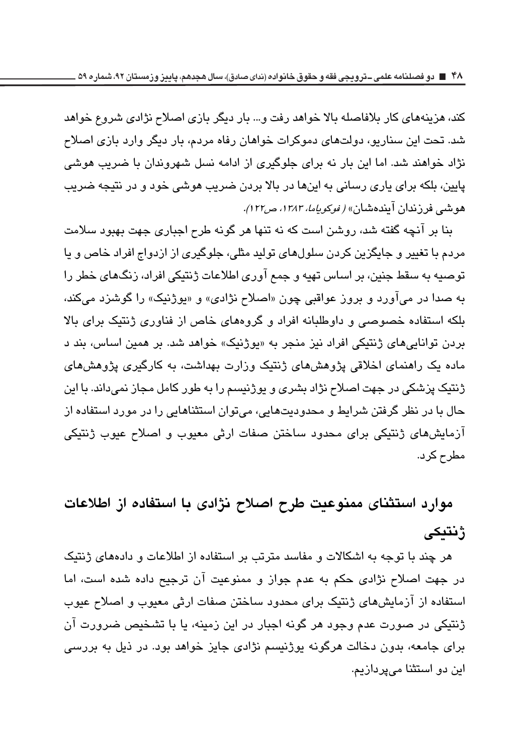کند، هزینه‌های کار بلافاصله بالا خواهد رفت و... بار دیگر بازی اصلاح نژادی شروع خواهد شد. تحت این سناریو، دولت‌های دموکرات خواهان رفاه مردم، بار دیگر وارد بازی اصلاح نژاد خواهند شد. اما این بار نه برای جلوگیری از ادامه نسل شهروندان با ضریب هوشی پایین، بلکه برای یاری رسانی به این‌ها در بالا بردن ضریب هوشی خود و در نتیجه ضریب هوشی فرزندان آینده‌شان» (*فوکویاما، ۱۳۸۳، ص۱۲۲*).

بنا بر آنچه گفته شد، روشن است که نه تنها هر گونه طرح اجباری جهت بهبود سلامت مردم با تغییر و جایگزین کردن سلول‌های تولید مثلی، جلوگیری از ازدواج افراد خاص و یا توصیه به سقط جنین، بر اساس تهیه و جمع آوری اطلاعات ژنتیکی افراد، زنگ‌های خطر را به صدا در می‌آورد و بروز عواقبی چون «اصلاح نژادی» و «یوژنیک» را گوشزد می‌کند، بلکه استفاده خصوصی و داوطلبانه افراد و گروه‌های خاص از فناوری ژنتیک برای بالا بردن توانایی‌های ژنتیکی افراد نیز منجر به «یوژنیک» خواهد شد. بر همین اساس، بند د ماده یک راهنمای اخلاقی پژوهش‌های ژنتیک وزارت بهداشت، به کارگیری پژوهش‌های ژنتیک پزشکی در جهت اصلاح نژاد بشری و یوژنیسم را به طور کامل مجاز نمی‌داند. با این حال با در نظر گرفتن شرایط و محدودیت‌هایی، می‌توان استثناهایی را در مورد استفاده از آزمایش‌های ژنتیکی برای محدود ساختن صفات ارثی معیوب و اصلاح عیوب ژنتیکی مطرح کرد.

## موارد استثنای ممنوعیت طرح اصلاح نژادی با استفاده از اطلاعات ژنتیکی

هر چند با توجه به اشکالات و مفاسد مترتب بر استفاده از اطلاعات و داده‌های ژنتیک در جهت اصلاح نژادی حکم به عدم جواز و ممنوعیت آن ترجیح داده شده است، اما استفاده از آزمایش‌های ژنتیک برای محدود ساختن صفات ارثی معیوب و اصلاح عیوب ژنتیکی در صورت عدم وجود هر گونه اجبار در این زمینه، یا با تشخیص ضرورت آن برای جامعه، بدون دخالت هرگونه یوژنیسم نژادی جایز خواهد بود. در ذیل به بررسی این دو استثنا می‌پردازیم.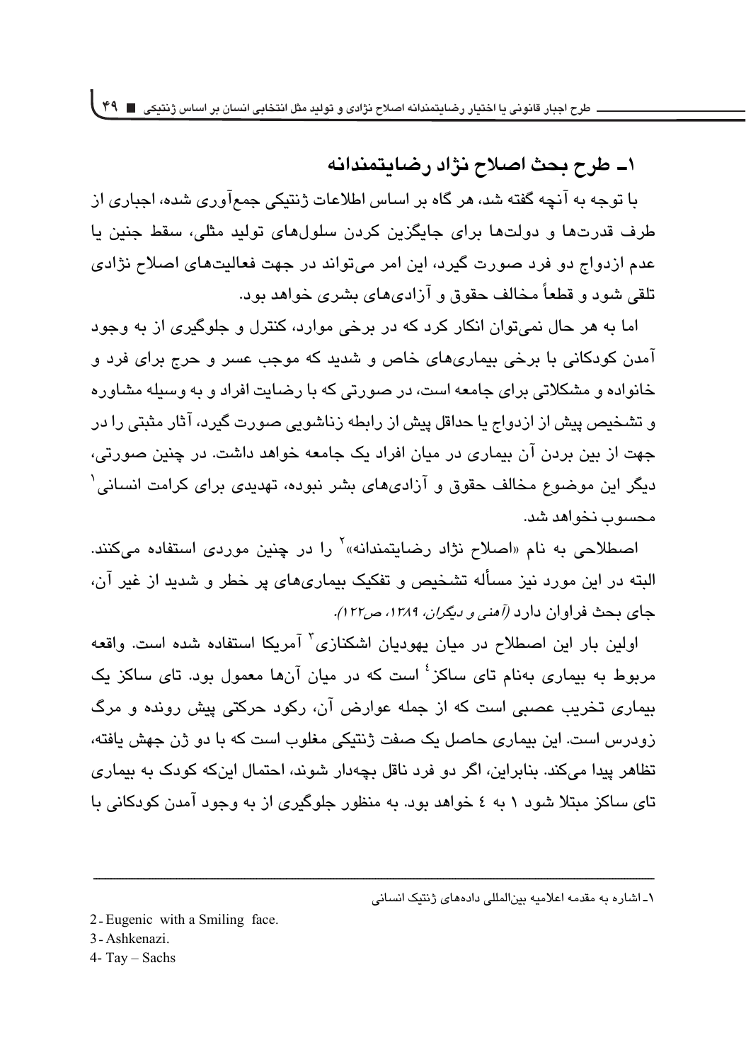## ۱ـ طرح بحث اصلاح نژاد رضایتمندانه

با توجه به آنچه گفته شد، هر گاه بر اساس اطلاعات ژنتیکی جمع‌آوری شده، اجباری از طرف قدرت‌ها و دولت‌ها برای جایگزین کردن سلول‌های تولید مثلی، سقط جنین یا عدم ازدواج دو فرد صورت گیرد، این امر می‌تواند در جهت فعالیت‌های اصلاح نژادی تلقی شود و قطعاً مخالف حقوق و آزادی‌های بشری خواهد بود.

اما به هر حال نمی‌توان انکار کرد که در برخی موارد، کنترل و جلوگیری از به وجود آمدن کودکانی با برخی بیماری‌های خاص و شدید که موجب عسر و حرج برای فرد و خانواده و مشکلاتی برای جامعه است، در صورتی که با رضایت افراد و به وسیله مشاوره و تشخیص پیش از ازدواج یا حداقل پیش از رابطه زناشویی صورت گیرد، آثار مثبتی را در جهت از بین بردن آن بیماری در میان افراد یک جامعه خواهد داشت. در چنین صورتی، دیگر این موضوع مخالف حقوق و آزادی‌های بشر نبوده، تهدیدی برای کرامت انسانی[۱] محسوب نخواهد شد.

اصطلاحی به نام «اصلاح نژاد رضایتمندانه»[۲] را در چنین موردی استفاده می‌کنند. البته در این مورد نیز مسأله تشخیص و تفکیک بیماری‌های پر خطر و شدید از غیر آن، جای بحث فراوان دارد *(آهنی و دیگران، ۱۳۸۹، ص۱۲۲)*.

اولین بار این اصطلاح در میان یهودیان اشکنازی[۳] آمریکا استفاده شده است. واقعه مربوط به بیماری به‌نام تای ساکز[۴] است که در میان آن‌ها معمول بود. تای ساکز یک بیماری تخریب عصبی است که از جمله عوارض آن، رکود حرکتی پیش رونده و مرگ زودرس است. این بیماری حاصل یک صفت ژنتیکی مغلوب است که با دو ژن جهش یافته، تظاهر پیدا می‌کند. بنابراین، اگر دو فرد ناقل بچه‌دار شوند، احتمال این‌که کودک به بیماری تای ساکز مبتلا شود ۱ به ٤ خواهد بود. به منظور جلوگیری از به وجود آمدن کودکانی با

---

۱ـ اشاره به مقدمه اعلامیه بین‌المللی داده‌های ژنتیک انسانی

2- Eugenic with a Smiling face.

3- Ashkenazi.

4- Tay – Sachs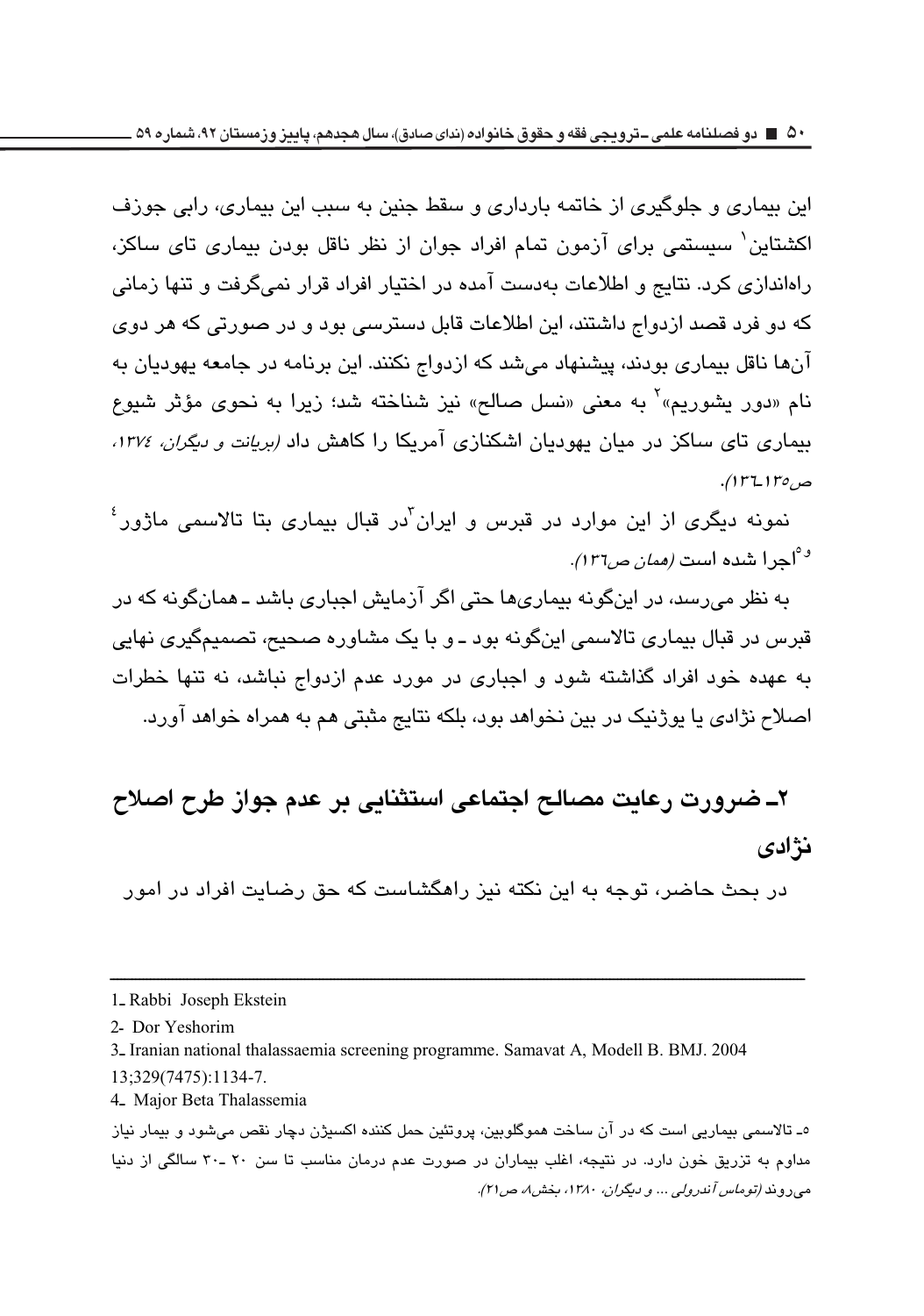این بیماری و جلوگیری از خاتمه بارداری و سقط جنین به سبب این بیماری، رابی جوزف اکشتاین[1] سیستمی برای آزمون تمام افراد جوان از نظر ناقل بودن بیماری تای ساکز، راه‌اندازی کرد. نتایج و اطلاعات به‌دست آمده در اختیار افراد قرار نمی‌گرفت و تنها زمانی که دو فرد قصد ازدواج داشتند، این اطلاعات قابل دسترسی بود و در صورتی که هر دوی آن‌ها ناقل بیماری بودند، پیشنهاد می‌شد که ازدواج نکنند. این برنامه در جامعه یهودیان به نام «دور یشوریم»[2] به معنی «نسل صالح» نیز شناخته شد؛ زیرا به نحوی مؤثر شیوع بیماری تای ساکز در میان یهودیان اشکنازی آمریکا را کاهش داد *(برایانت و دیگران، ۱۳۷٤، ص۱۳۵ـ۱۳٦)*.

نمونه دیگری از این موارد در قبرس و ایران[3] در قبال بیماری بتا تالاسمی ماژور[4] و[5] اجرا شده است *(همان ص۱۳٦)*.

به نظر می‌رسد، در این‌گونه بیماری‌ها حتی اگر آزمایش اجباری باشد ـ همان‌گونه که در قبرس در قبال بیماری تالاسمی این‌گونه بود ـ و با یک مشاوره صحیح، تصمیم‌گیری نهایی به عهده خود افراد گذاشته شود و اجباری در مورد عدم ازدواج نباشد، نه تنها خطرات اصلاح نژادی یا یوژنیک در بین نخواهد بود، بلکه نتایج مثبتی هم به همراه خواهد آورد.

## ۲ـ ضرورت رعایت مصالح اجتماعی استثنایی بر عدم جواز طرح اصلاح نژادی

در بحث حاضر، توجه به این نکته نیز راهگشاست که حق رضایت افراد در امور

---

1- Rabbi Joseph Ekstein

2- Dor Yeshorim

3- Iranian national thalassaemia screening programme. Samavat A, Modell B. BMJ. 2004 13;329(7475):1134-7.

4- Major Beta Thalassemia

۵ـ تالاسمی بیماریی است که در آن ساخت هموگلوبین، پروتئین حمل کننده اکسیژن دچار نقص می‌شود و بیمار نیاز مداوم به تزریق خون دارد. در نتیجه، اغلب بیماران در صورت عدم درمان مناسب تا سن ۲۰ ـ۳۰ سالگی از دنیا می‌روند *(توماس آندرولی ... و دیگران، ۱۳۸۰، بخش۸، ص۲۱)*.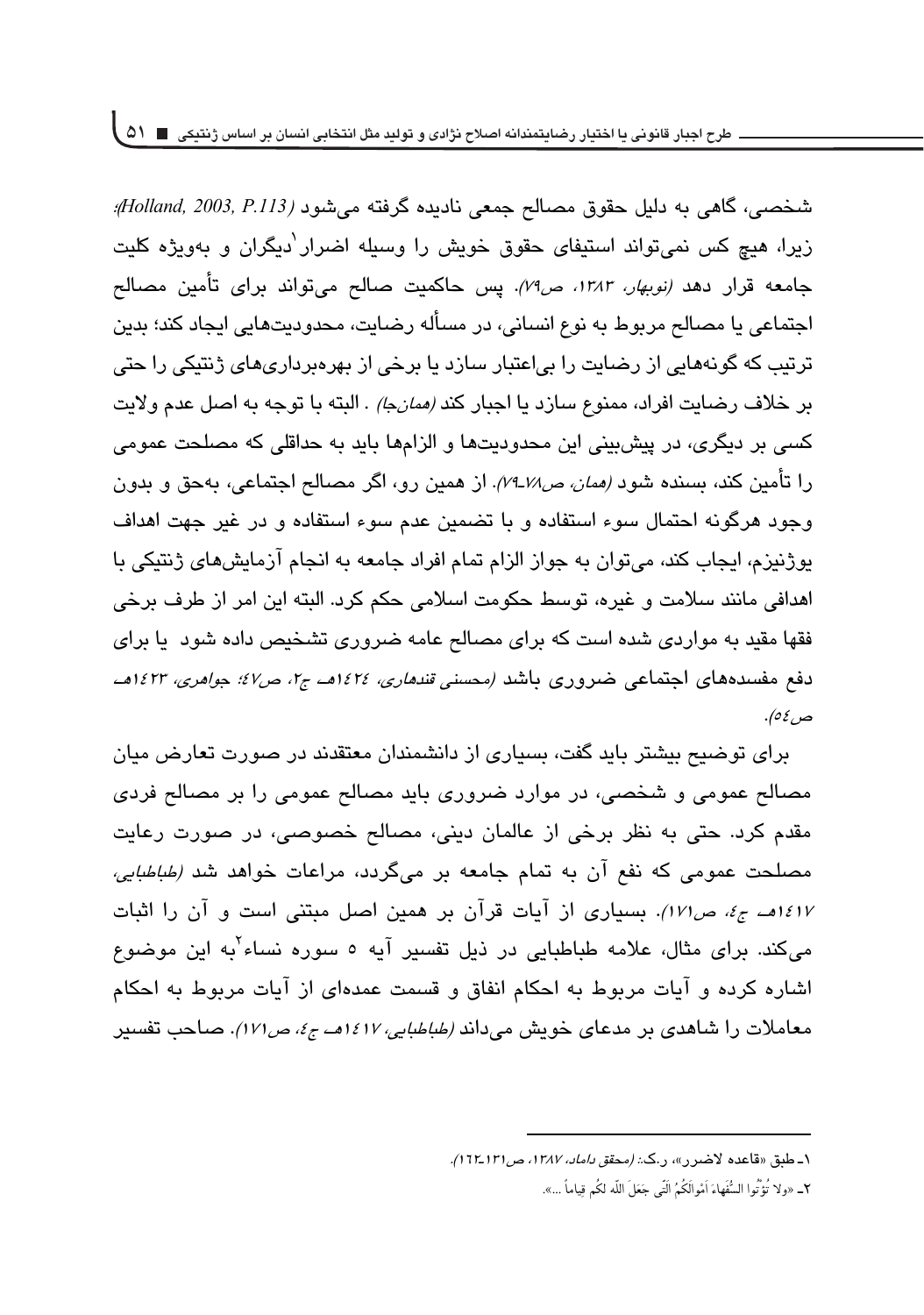شخصی، گاهی به دلیل حقوق مصالح جمعی نادیده گرفته می‌شود (Holland, 2003, P.113)؛ زیرا، هیچ کس نمی‌تواند استیفای حقوق خویش را وسیله اضرار[1] دیگران و به‌ویژه کلیت جامعه قرار دهد (نوبهار، ۱۳۸۳، ص۷۹). پس حاکمیت صالح می‌تواند برای تأمین مصالح اجتماعی یا مصالح مربوط به نوع انسانی، در مسأله رضایت، محدودیت‌هایی ایجاد کند؛ بدین ترتیب که گونه‌هایی از رضایت را بی‌اعتبار سازد یا برخی از بهره‌برداری‌های ژنتیکی را حتی بر خلاف رضایت افراد، ممنوع سازد یا اجبار کند (همان‌جا) . البته با توجه به اصل عدم ولایت کسی بر دیگری، در پیش‌بینی این محدودیت‌ها و الزام‌ها باید به حداقلی که مصلحت عمومی را تأمین کند، بسنده شود (همان، ص۷۸-۷۹). از همین رو، اگر مصالح اجتماعی، به‌حق و بدون وجود هرگونه احتمال سوء استفاده و با تضمین عدم سوء استفاده و در غیر جهت اهداف یوژنیزم، ایجاب کند، می‌توان به جواز الزام تمام افراد جامعه به انجام آزمایش‌های ژنتیکی با اهدافی مانند سلامت و غیره، توسط حکومت اسلامی حکم کرد. البته این امر از طرف برخی فقها مقید به مواردی شده است که برای مصالح عامه ضروری تشخیص داده شود یا برای دفع مفسده‌های اجتماعی ضروری باشد (محسنی قندهاری، ۱٤۲٤هـ ج۲، ص٤۷؛ جواهری، ۱٤۲۳هـ ص٥٤).

برای توضیح بیشتر باید گفت، بسیاری از دانشمندان معتقدند در صورت تعارض میان مصالح عمومی و شخصی، در موارد ضروری باید مصالح عمومی را بر مصالح فردی مقدم کرد. حتی به نظر برخی از عالمان دینی، مصالح خصوصی، در صورت رعایت مصلحت عمومی که نفع آن به تمام جامعه بر می‌گردد، مراعات خواهد شد (طباطبایی، ۱٤۱۷هـ ج٤، ص۱۷۱). بسیاری از آیات قرآن بر همین اصل مبتنی است و آن را اثبات می‌کند. برای مثال، علامه طباطبایی در ذیل تفسیر آیه ٥ سوره نساء[2] به این موضوع اشاره کرده و آیات مربوط به احکام انفاق و قسمت عمده‌ای از آیات مربوط به احکام معاملات را شاهدی بر مدعای خویش می‌داند (طباطبایی، ۱٤۱۷هـ ج٤، ص۱۷۱). صاحب تفسیر

---

۱ـ طبق «قاعده لاضرر»، ر.ک.: (محقق داماد، ۱۳۸۷، ص۱۳۱-۱٦۲).

۲ـ «ولا تُؤتُوا السُّفَهاءَ اَمْوالَكُمُ الّتی جَعَلَ اللّه لکُم قِیاماً ...».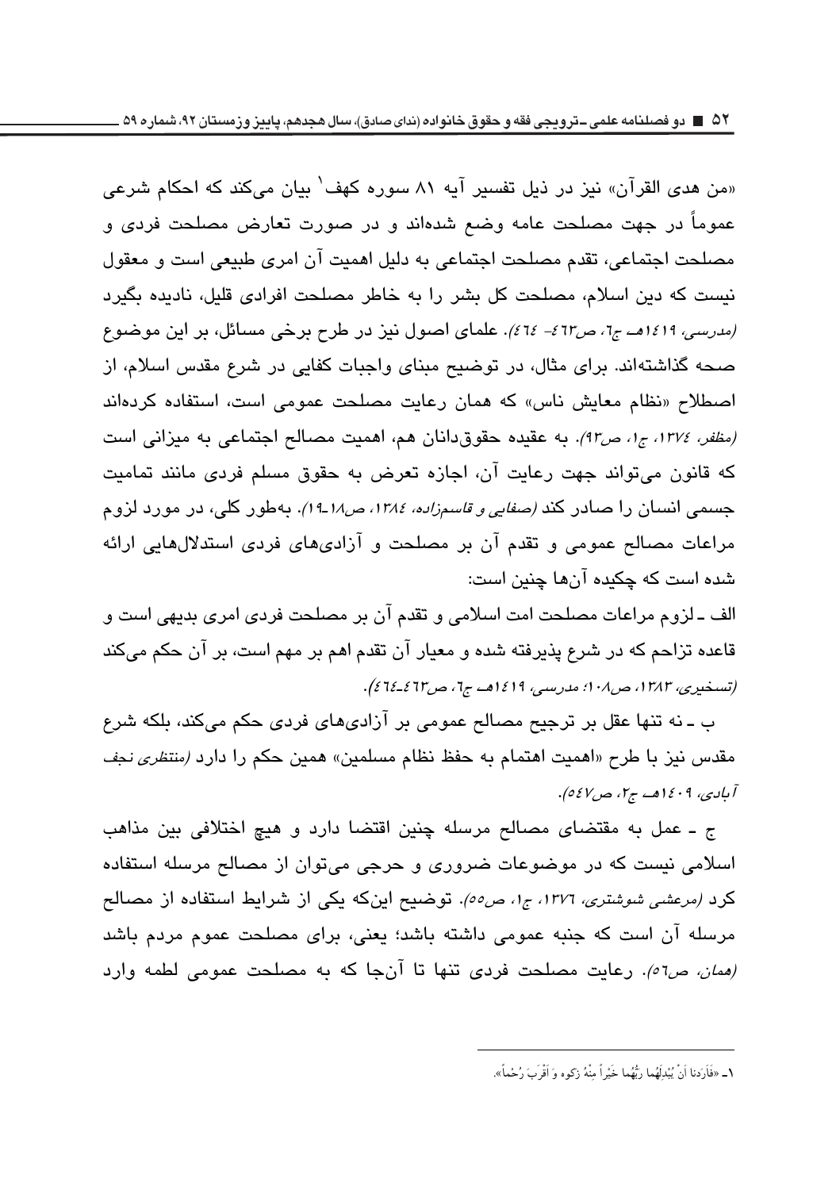«من هدی القرآن» نیز در ذیل تفسیر آیه ۸۱ سوره کهف[1] بیان می‌کند که احکام شرعی عموماً در جهت مصلحت عامه وضع شده‌اند و در صورت تعارض مصلحت فردی و مصلحت اجتماعی، تقدم مصلحت اجتماعی به دلیل اهمیت آن امری طبیعی است و معقول نیست که دین اسلام، مصلحت کل بشر را به خاطر مصلحت افرادی قلیل، نادیده بگیرد *(مدرسی، ۱٤۱۹هـ ج٦، ص٤٦٣- ٤٦٤)*. علمای اصول نیز در طرح برخی مسائل، بر این موضوع صحه گذاشته‌اند. برای مثال، در توضیح مبنای واجبات کفایی در شرع مقدس اسلام، از اصطلاح «نظام معایش ناس» که همان رعایت مصلحت عمومی است، استفاده کرده‌اند *(مظفر، ۱۳۷٤، ج۱، ص۹۳)*. به عقیده حقوق‌دانان هم، اهمیت مصالح اجتماعی به میزانی است که قانون می‌تواند جهت رعایت آن، اجازه تعرض به حقوق مسلم فردی مانند تمامیت جسمی انسان را صادر کند *(صفایی و قاسم‌زاده، ۱۳۸٤، ص۱۸-۱۹)*. به‌طور کلی، در مورد لزوم مراعات مصالح عمومی و تقدم آن بر مصلحت و آزادی‌های فردی استدلال‌هایی ارائه شده است که چکیده آن‌ها چنین است:

الف ـ لزوم مراعات مصلحت امت اسلامی و تقدم آن بر مصلحت فردی امری بدیهی است و قاعده تزاحم که در شرع پذیرفته شده و معیار آن تقدم اهم بر مهم است، بر آن حکم می‌کند *(تسخیری، ۱۳۸۳، ص۱۰۸؛ مدرسی، ۱٤۱۹هـ ج٦، ص٤٦٣-٤٦٤)*.

ب ـ نه تنها عقل بر ترجیح مصالح عمومی بر آزادی‌های فردی حکم می‌کند، بلکه شرع مقدس نیز با طرح «اهمیت اهتمام به حفظ نظام مسلمین» همین حکم را دارد *(منتظری نجف آبادی، ۱٤۰۹هـ ج۲، ص٥٤٧)*.

ج ـ عمل به مقتضای مصالح مرسله چنین اقتضا دارد و هیچ اختلافی بین مذاهب اسلامی نیست که در موضوعات ضروری و حرجی می‌توان از مصالح مرسله استفاده کرد *(مرعشی شوشتری، ۱۳۷٦، ج۱، ص٥٥)*. توضیح این‌که یکی از شرایط استفاده از مصالح مرسله آن است که جنبه عمومی داشته باشد؛ یعنی، برای مصلحت عموم مردم باشد *(همان، ص٥٦)*. رعایت مصلحت فردی تنها تا آن‌جا که به مصلحت عمومی لطمه وارد

---

[1] ـ «فَأَرَدنا أَنْ یُبْدِلَهُما رَبُّهُما خَیْراً مِنْهُ زَکوه وَ أَقْرَبَ رُحْماً».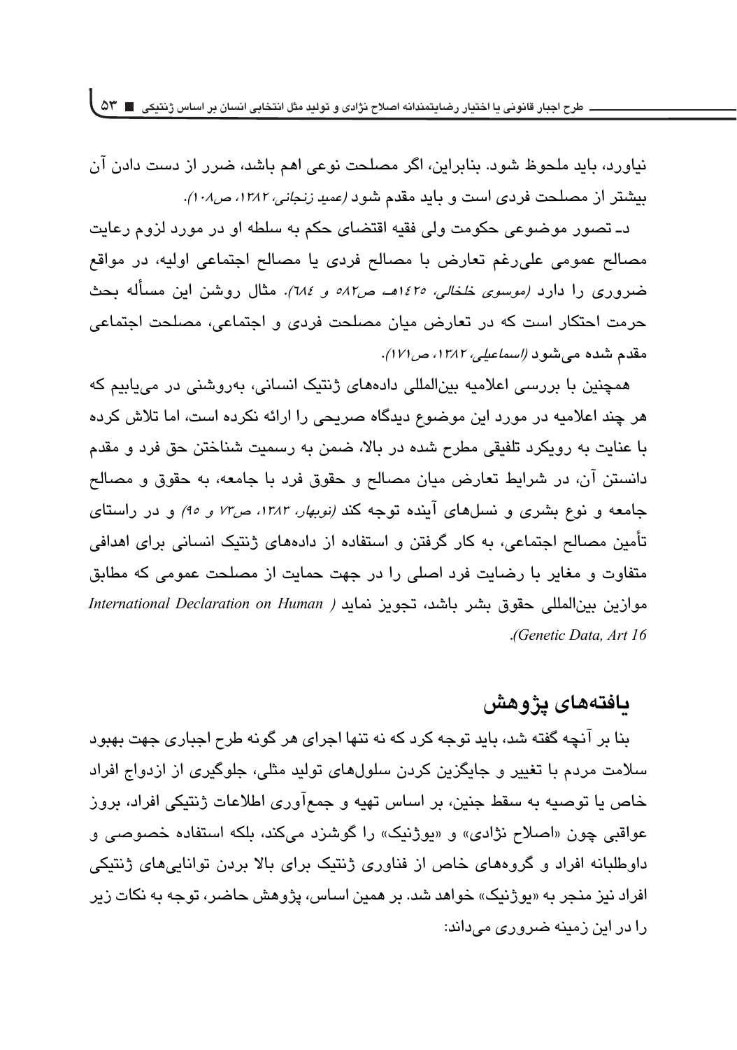نیاورد، باید ملحوظ شود. بنابراین، اگر مصلحت نوعی اهم باشد، ضرر از دست دادن آن بیشتر از مصلحت فردی است و باید مقدم شود *(عمید زنجانی، ۱۳۸۲، ص۱۰۸)*.

د ـ تصور موضوعی حکومت ولی فقیه اقتضای حکم به سلطه او در مورد لزوم رعایت مصالح عمومی علی‌رغم تعارض با مصالح فردی یا مصالح اجتماعی اولیه، در مواقع ضروری را دارد *(موسوی خلخالی، ۱٤۲۵هـ ص٥٨٢ و ٦٨٤)*. مثال روشن این مسأله بحث حرمت احتکار است که در تعارض میان مصلحت فردی و اجتماعی، مصلحت اجتماعی مقدم شده می‌شود *(اسماعیلی، ۱۳۸۲، ص۱۷۱)*.

همچنین با بررسی اعلامیه بین‌المللی داده‌های ژنتیک انسانی، به‌روشنی در می‌یابیم که هر چند اعلامیه در مورد این موضوع دیدگاه صریحی را ارائه نکرده است، اما تلاش کرده با عنایت به رویکرد تلفیقی مطرح شده در بالا، ضمن به رسمیت شناختن حق فرد و مقدم دانستن آن، در شرایط تعارض میان مصالح و حقوق فرد با جامعه، به حقوق و مصالح جامعه و نوع بشری و نسل‌های آینده توجه کند *(نوبهار، ۱۳۸۳، ص۷۳ و ۹۵)* و در راستای تأمین مصالح اجتماعی، به کار گرفتن و استفاده از داده‌های ژنتیک انسانی برای اهدافی متفاوت و مغایر با رضایت فرد اصلی را در جهت حمایت از مصلحت عمومی که مطابق موازین بین‌المللی حقوق بشر باشد، تجویز نماید *(International Declaration on Human Genetic Data, Art 16)*.

## یافته‌های پژوهش

بنا بر آنچه گفته شد، باید توجه کرد که نه تنها اجرای هر گونه طرح اجباری جهت بهبود سلامت مردم با تغییر و جایگزین کردن سلول‌های تولید مثلی، جلوگیری از ازدواج افراد خاص یا توصیه به سقط جنین، بر اساس تهیه و جمع‌آوری اطلاعات ژنتیکی افراد، بروز عواقبی چون «اصلاح نژادی» و «یوژنیک» را گوشزد می‌کند، بلکه استفاده خصوصی و داوطلبانه افراد و گروه‌های خاص از فناوری ژنتیک برای بالا بردن توانایی‌های ژنتیکی افراد نیز منجر به «یوژنیک» خواهد شد. بر همین اساس، پژوهش حاضر، توجه به نکات زیر را در این زمینه ضروری می‌داند: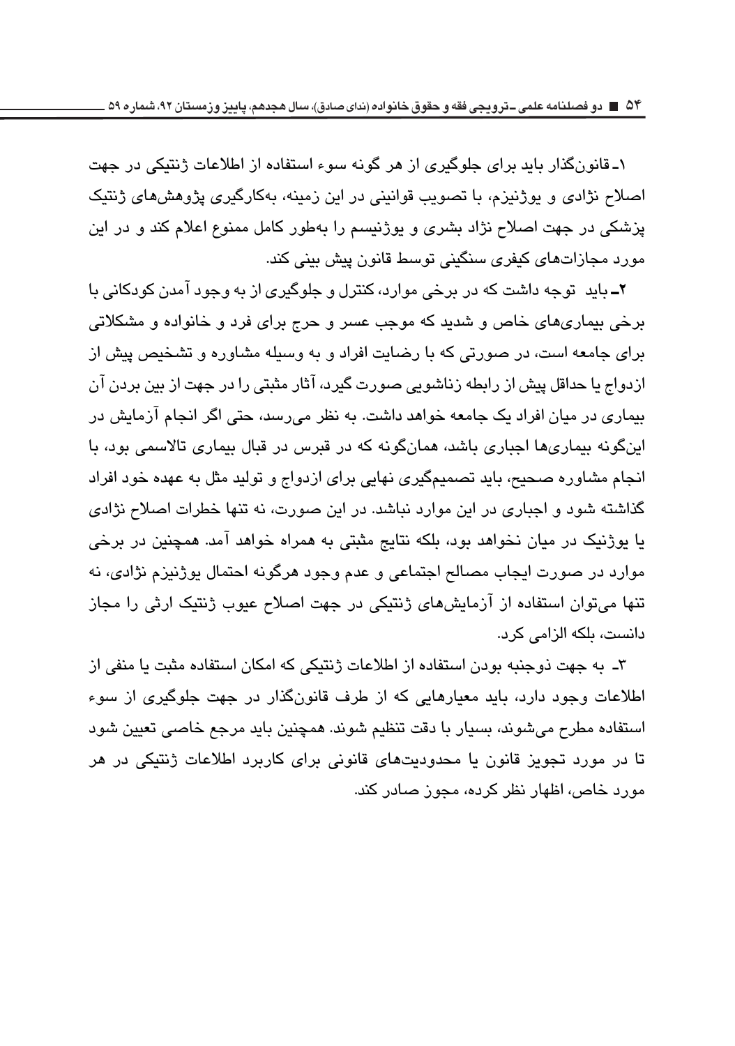۱ـ قانون‌گذار باید برای جلوگیری از هر گونه سوء استفاده از اطلاعات ژنتیکی در جهت اصلاح نژادی و یوژنیزم، با تصویب قوانینی در این زمینه، به‌کارگیری پژوهش‌های ژنتیک پزشکی در جهت اصلاح نژاد بشری و یوژنیسم را به‌طور کامل ممنوع اعلام کند و در این مورد مجازات‌های کیفری سنگینی توسط قانون پیش بینی کند.

۲ـ باید توجه داشت که در برخی موارد، کنترل و جلوگیری از به وجود آمدن کودکانی با برخی بیماری‌های خاص و شدید که موجب عسر و حرج برای فرد و خانواده و مشکلاتی برای جامعه است، در صورتی که با رضایت افراد و به وسیله مشاوره و تشخیص پیش از ازدواج یا حداقل پیش از رابطه زناشویی صورت گیرد، آثار مثبتی را در جهت از بین بردن آن بیماری در میان افراد یک جامعه خواهد داشت. به نظر می‌رسد، حتی اگر انجام آزمایش در این‌گونه بیماری‌ها اجباری باشد، همان‌گونه که در قبرس در قبال بیماری تالاسمی بود، با انجام مشاوره صحیح، باید تصمیم‌گیری نهایی برای ازدواج و تولید مثل به عهده خود افراد گذاشته شود و اجباری در این موارد نباشد. در این صورت، نه تنها خطرات اصلاح نژادی یا یوژنیک در میان نخواهد بود، بلکه نتایج مثبتی به همراه خواهد آمد. همچنین در برخی موارد در صورت ایجاب مصالح اجتماعی و عدم وجود هرگونه احتمال یوژنیزم نژادی، نه تنها می‌توان استفاده از آزمایش‌های ژنتیکی در جهت اصلاح عیوب ژنتیک ارثی را مجاز دانست، بلکه الزامی کرد.

۳ـ به جهت ذوجنبه بودن استفاده از اطلاعات ژنتیکی که امکان استفاده مثبت یا منفی از اطلاعات وجود دارد، باید معیارهایی که از طرف قانون‌گذار در جهت جلوگیری از سوء استفاده مطرح می‌شوند، بسیار با دقت تنظیم شوند. همچنین باید مرجع خاصی تعیین شود تا در مورد تجویز قانون یا محدودیت‌های قانونی برای کاربرد اطلاعات ژنتیکی در هر مورد خاص، اظهار نظر کرده، مجوز صادر کند.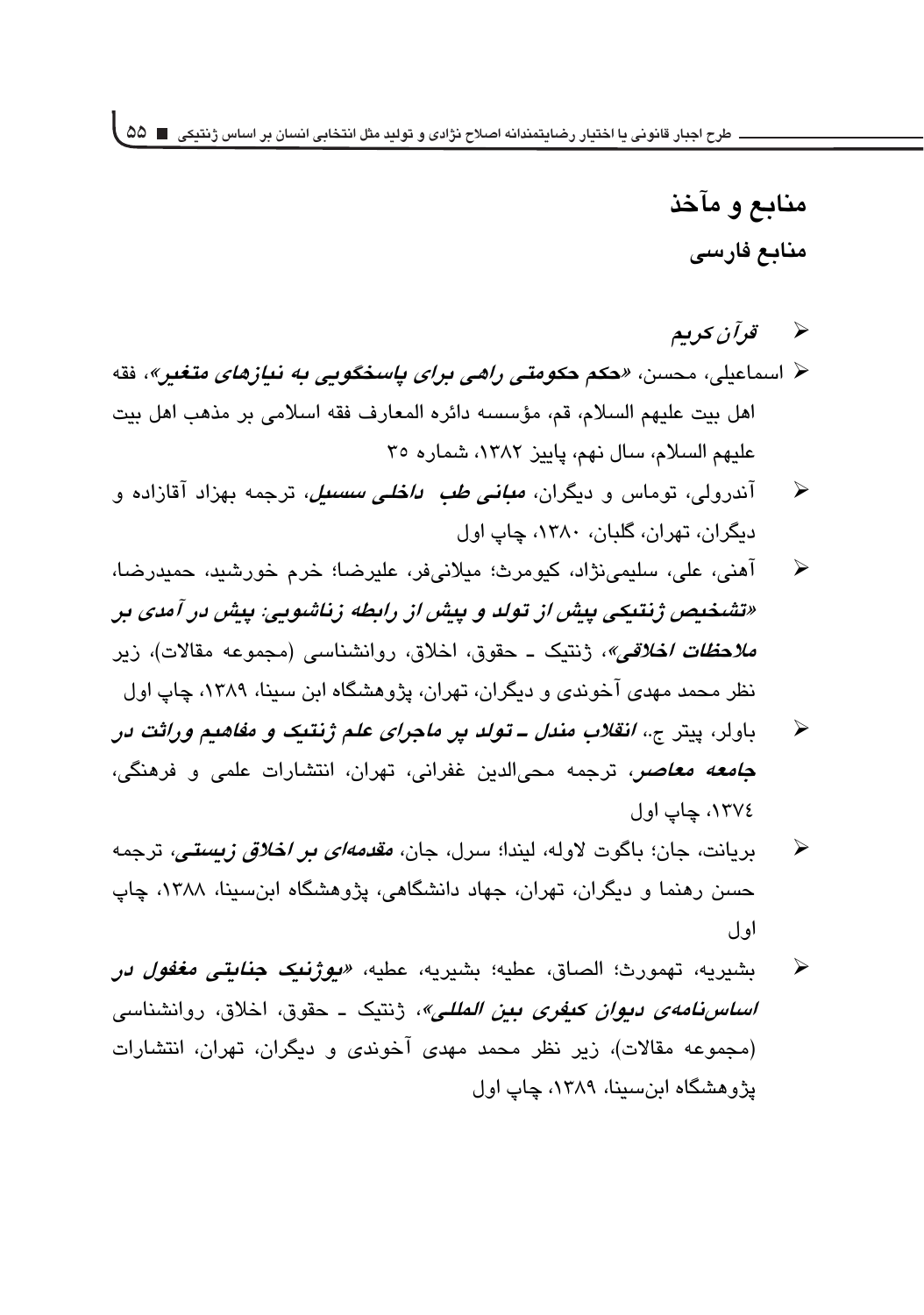## منابع و مآخذ

### منابع فارسی

- *قرآن کریم*
- اسماعیلی، محسن، «***حکم حکومتی راهی برای پاسخگویی به نیازهای متغیر***»، فقه اهل بیت علیهم السلام، قم، مؤسسه دائره المعارف فقه اسلامی بر مذهب اهل بیت علیهم السلام، سال نهم، پاییز ۱۳۸۲، شماره ۳۵
- آندرولی، توماس و دیگران، ***مبانی طب داخلی سسیل***، ترجمه بهزاد آقازاده و دیگران، تهران، گلبان، ۱۳۸۰، چاپ اول
- آهنی، علی، سلیمی‌نژاد، کیومرث؛ میلانی‌فر، علیرضا؛ خرم خورشید، حمیدرضا، «***تشخیص ژنتیکی پیش از تولد و پیش از رابطه زناشویی: پیش در آمدی بر ملاحظات اخلاقی***»، ژنتیک ـ حقوق، اخلاق، روانشناسی (مجموعه مقالات)، زیر نظر محمد مهدی آخوندی و دیگران، تهران، پژوهشگاه ابن سینا، ۱۳۸۹، چاپ اول
- باولر، پیتر ج.، ***انقلاب مندل ـ تولد پر ماجرای علم ژنتیک و مفاهیم وراثت در جامعه معاصر***، ترجمه محی‌الدین غفرانی، تهران، انتشارات علمی و فرهنگی، ۱۳۷٤، چاپ اول
- بریانت، جان؛ باگوت لاوله، لیندا؛ سرل، جان، ***مقدمه‌ای بر اخلاق زیستی***، ترجمه حسن رهنما و دیگران، تهران، جهاد دانشگاهی، پژوهشگاه ابن‌سینا، ۱۳۸۸، چاپ اول
- بشیریه، تهمورث؛ الصاق، عطیه؛ بشیریه، عطیه، «***یوژنیک جنایتی مغفول در اساسنامه‌ی دیوان کیفری بین المللی***»، ژنتیک ـ حقوق، اخلاق، روانشناسی (مجموعه مقالات)، زیر نظر محمد مهدی آخوندی و دیگران، تهران، انتشارات پژوهشگاه ابن‌سینا، ۱۳۸۹، چاپ اول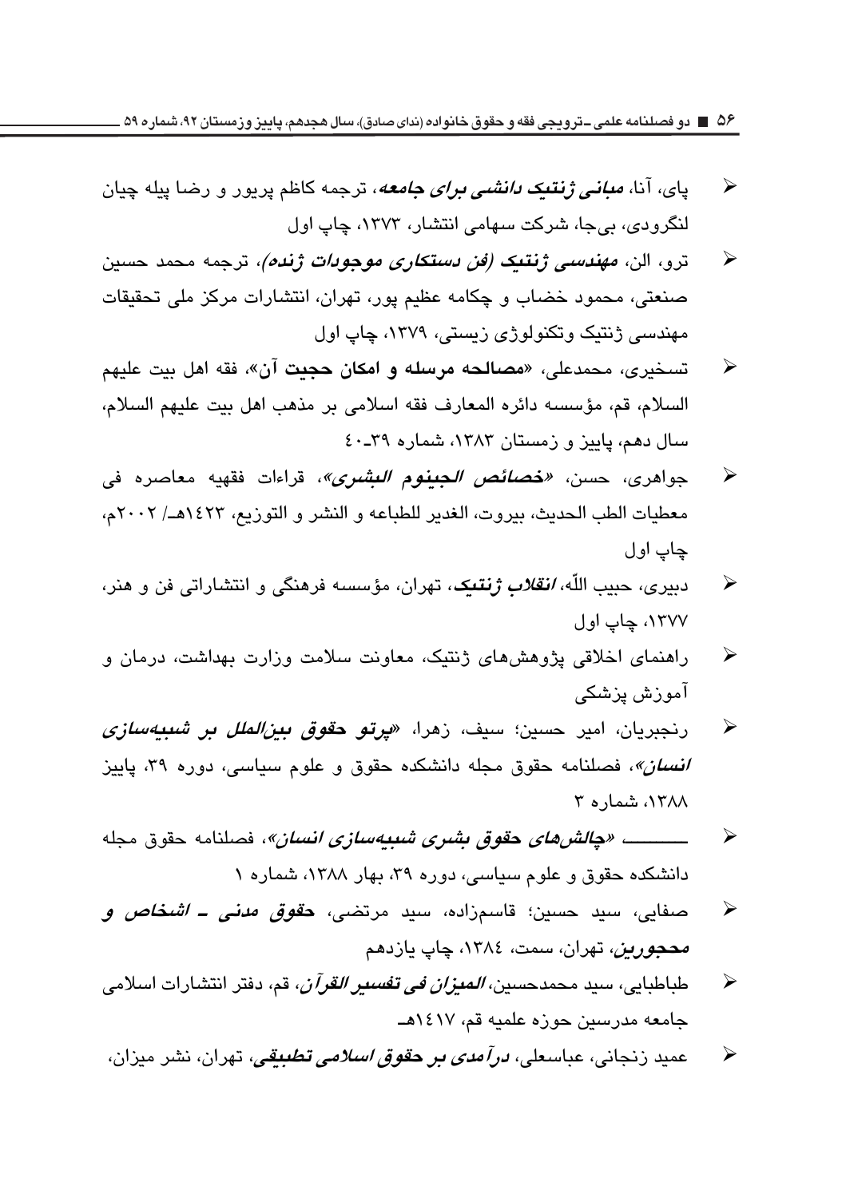- پای، آنا، ***مبانی ژنتیک دانشی برای جامعه***، ترجمه کاظم پریور و رضا پیله چیان لنگرودی، بی‌جا، شرکت سهامی انتشار، ۱۳۷۳، چاپ اول
- ترو، الن، ***مهندسی ژنتیک (فن دستکاری موجودات ژنده)***، ترجمه محمد حسین صنعتی، محمود خضاب و چکامه عظیم پور، تهران، انتشارات مرکز ملی تحقیقات مهندسی ژنتیک وتکنولوژی زیستی، ۱۳۷۹، چاپ اول
- تسخیری، محمدعلی، «**مصالحه مرسله و امکان حجیت آن**»، فقه اهل بیت علیهم السلام، قم، مؤسسه دائره المعارف فقه اسلامی بر مذهب اهل بیت علیهم السلام، سال دهم، پاییز و زمستان ۱۳۸۳، شماره ۳۹ـ۴۰
- جواهری، حسن، «***خصائص الجینوم البشری***»، قراءات فقهیه معاصره فی معطیات الطب الحدیث، بیروت، الغدیر للطباعه و النشر و التوزیع، ۱۴۲۳هـ/ ۲۰۰۲م، چاپ اول
- دبیری، حبیب اللّه، ***انقلاب ژنتیک***، تهران، مؤسسه فرهنگی و انتشاراتی فن و هنر، ۱۳۷۷، چاپ اول
- راهنمای اخلاقی پژوهش‌های ژنتیک، معاونت سلامت وزارت بهداشت، درمان و آموزش پزشکی
- رنجبریان، امیر حسین؛ سیف، زهرا، «***پرتو حقوق بین‌الملل بر شبیه‌سازی انسان***»، فصلنامه حقوق مجله دانشکده حقوق و علوم سیاسی، دوره ۳۹، پاییز ۱۳۸۸، شماره ۳
- ـــــــ «***چالش‌های حقوق بشری شبیه‌سازی انسان***»، فصلنامه حقوق مجله دانشکده حقوق و علوم سیاسی، دوره ۳۹، بهار ۱۳۸۸، شماره ۱
- صفایی، سید حسین؛ قاسم‌زاده، سید مرتضی، ***حقوق مدنی ـ اشخاص و محجورین***، تهران، سمت، ۱۳۸۴، چاپ یازدهم
- طباطبایی، سید محمدحسین، ***المیزان فی تفسیر القرآن***، قم، دفتر انتشارات اسلامی جامعه مدرسین حوزه علمیه قم، ۱۴۱۷هـ
- عمید زنجانی، عباسعلی، ***درآمدی بر حقوق اسلامی تطبیقی***، تهران، نشر میزان،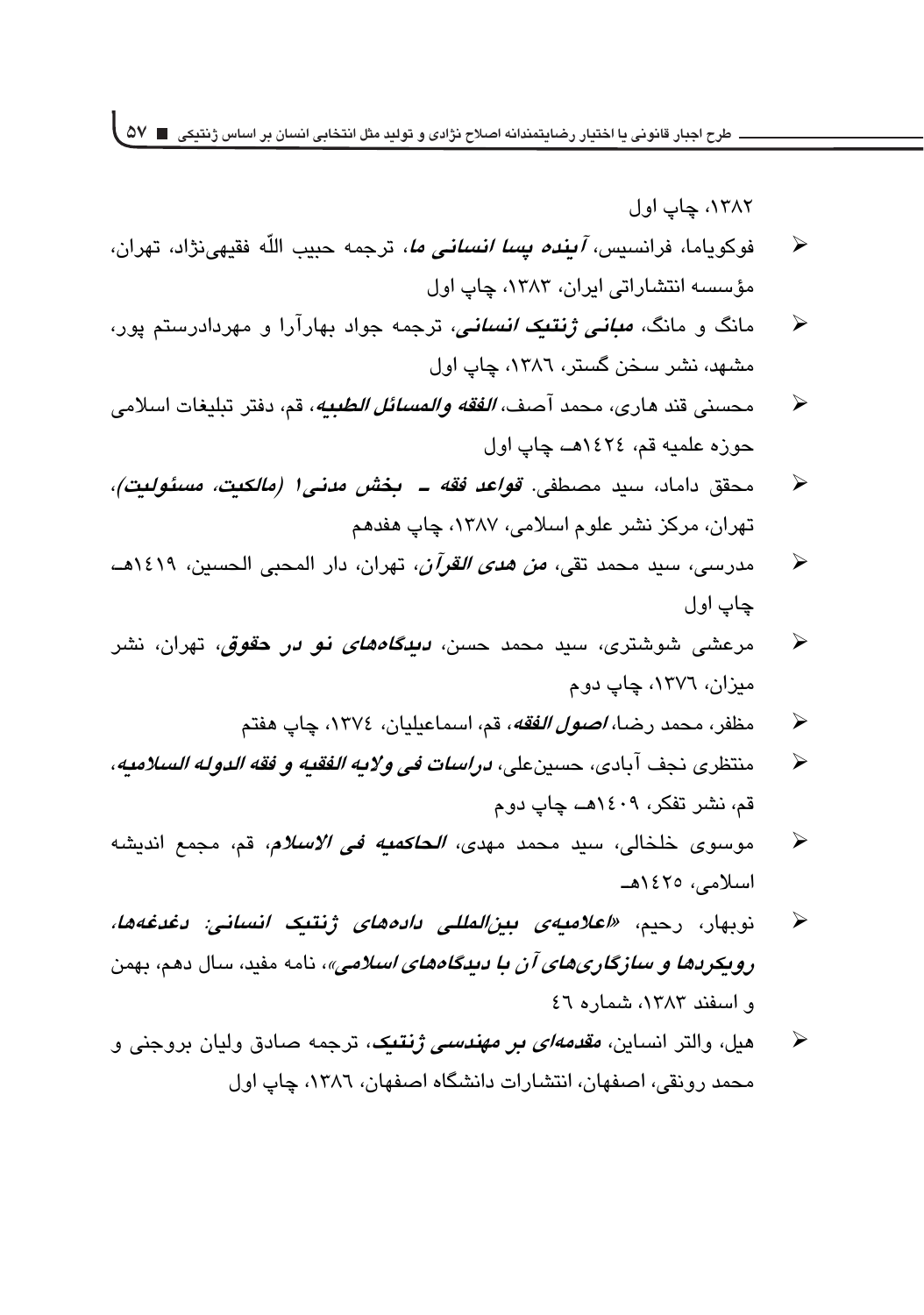۱۳۸۲، چاپ اول

- فوکویاما، فرانسیس، ***آینده پسا انسانی ما***، ترجمه حبیب اللّه فقیهی‌نژاد، تهران، مؤسسه انتشاراتی ایران، ۱۳۸۳، چاپ اول
- مانگ و مانگ، ***مبانی ژنتیک انسانی***، ترجمه جواد بهارآرا و مهردادرستم پور، مشهد، نشر سخن گستر، ۱۳۸٦، چاپ اول
- محسنی قند هاری، محمد آصف، ***الفقه والمسائل الطبیه***، قم، دفتر تبلیغات اسلامی حوزه علمیه قم، ١٤٢٤هـ چاپ اول
- محقق داماد، سید مصطفی. ***قواعد فقه ـ بخش مدنی۱ (مالکیت، مسئولیت)***، تهران، مرکز نشر علوم اسلامی، ۱۳۸۷، چاپ هفدهم
- مدرسی، سید محمد تقی، ***من هدی القرآن***، تهران، دار المحبی الحسین، ١٤١٩هـ چاپ اول
- مرعشی شوشتری، سید محمد حسن، ***دیدگاه‌های نو در حقوق***، تهران، نشر میزان، ۱۳۷٦، چاپ دوم
- مظفر، محمد رضا، ***اصول الفقه***، قم، اسماعیلیان، ۱۳۷٤، چاپ هفتم
- منتظری نجف آبادی، حسین‌علی، ***دراسات فی ولایه الفقیه و فقه الدوله السلامیه***، قم، نشر تفکر، ١٤٠٩هـ چاپ دوم
- موسوی خلخالی، سید محمد مهدی، ***الحاکمیه فی الاسلام***، قم، مجمع اندیشه اسلامی، ١٤٢٥هـ
- نوبهار، رحیم، ***«اعلامیه‌ی بین‌المللی داده‌های ژنتیک انسانی: دغدغه‌ها، رویکردها و سازگاری‌های آن با دیدگاه‌های اسلامی»***، نامه مفید، سال دهم، بهمن و اسفند ۱۳۸۳، شماره ٤٦
- هیل، والتر انساین، ***مقدمه‌ای بر مهندسی ژنتیک***، ترجمه صادق ولیان بروجنی و محمد رونقی، اصفهان، انتشارات دانشگاه اصفهان، ۱۳۸٦، چاپ اول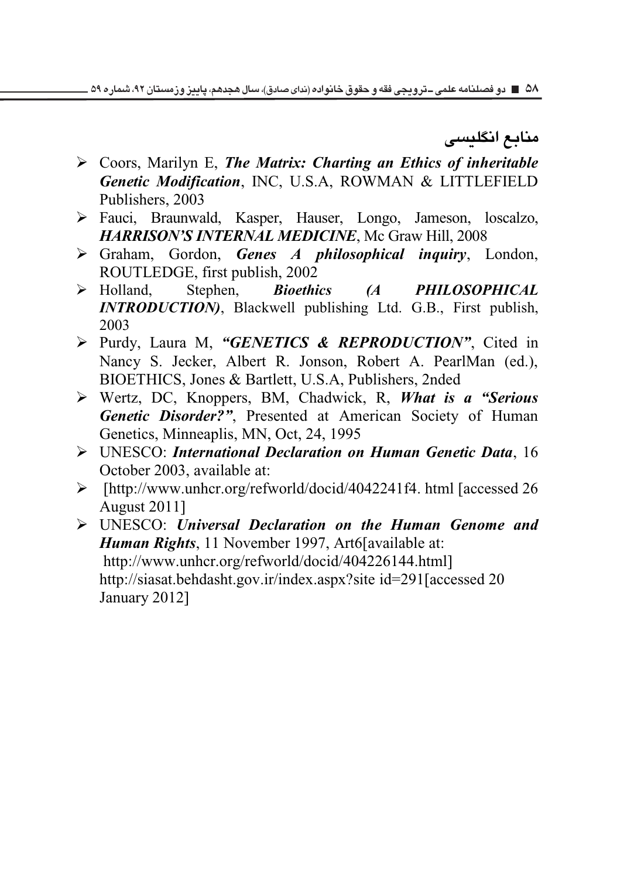## منابع انگلیسی

- Coors, Marilyn E, ***The Matrix: Charting an Ethics of inheritable Genetic Modification***, INC, U.S.A, ROWMAN & LITTLEFIELD Publishers, 2003
- Fauci, Braunwald, Kasper, Hauser, Longo, Jameson, loscalzo, ***HARRISON'S INTERNAL MEDICINE***, Mc Graw Hill, 2008
- Graham, Gordon, ***Genes A philosophical inquiry***, London, ROUTLEDGE, first publish, 2002
- Holland, Stephen, ***Bioethics (A PHILOSOPHICAL INTRODUCTION)***, Blackwell publishing Ltd. G.B., First publish, 2003
- Purdy, Laura M, ***"GENETICS & REPRODUCTION"***, Cited in Nancy S. Jecker, Albert R. Jonson, Robert A. PearlMan (ed.), BIOETHICS, Jones & Bartlett, U.S.A, Publishers, 2nded
- Wertz, DC, Knoppers, BM, Chadwick, R, ***What is a "Serious Genetic Disorder?"***, Presented at American Society of Human Genetics, Minneaplis, MN, Oct, 24, 1995
- UNESCO: ***International Declaration on Human Genetic Data***, 16 October 2003, available at:
- [http://www.unhcr.org/refworld/docid/4042241f4. html [accessed 26 August 2011]
- UNESCO: ***Universal Declaration on the Human Genome and Human Rights***, 11 November 1997, Art6[available at: http://www.unhcr.org/refworld/docid/404226144.html] http://siasat.behdasht.gov.ir/index.aspx?site id=291[accessed 20 January 2012]